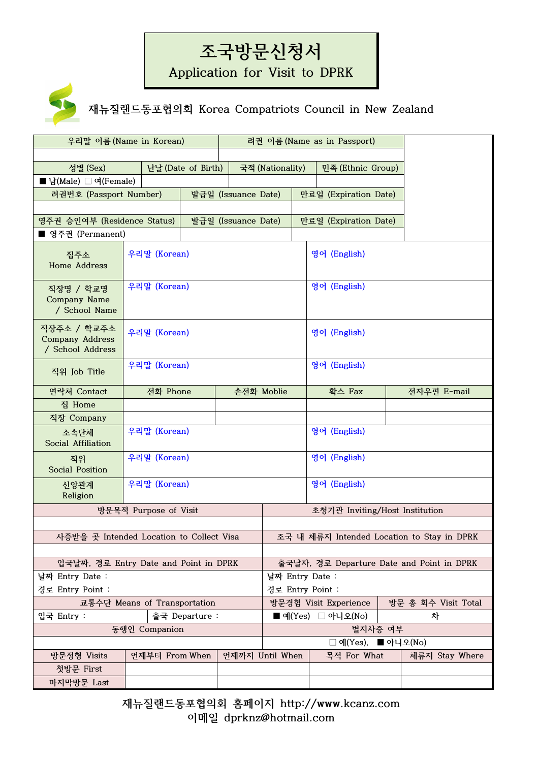# 조국방문신청서

## Application for Visit to DPRK

재뉴질랜드동포협의회 Korea Compatriots Council in New Zealand

| 우리말 이름 (Name in Korean) | 려권 이름 (Name as in Passport) | | |
|---|---|---|---|
| | | | |

| 성별 (Sex) | 난날 (Date of Birth) | 국적 (Nationality) | 민족 (Ethnic Group) |
|---|---|---|---|
| ■ 남(Male) □ 여(Female) | | | |

| 려권번호 (Passport Number) | 발급일 (Issuance Date) | 만료일 (Expiration Date) |
|---|---|---|
| | | |

| 영주권 승인여부 (Residence Status) | 발급일 (Issuance Date) | 만료일 (Expiration Date) |
|---|---|---|
| ■ 영주권 (Permanent) | | |

| | | |
|---|---|---|
| 집주소 Home Address | 우리말 (Korean) | 영어 (English) |
| 직장명 / 학교명 Company Name / School Name | 우리말 (Korean) | 영어 (English) |
| 직장주소 / 학교주소 Company Address / School Address | 우리말 (Korean) | 영어 (English) |
| 직위 Job Title | 우리말 (Korean) | 영어 (English) |

| 연락처 Contact | 전화 Phone | 손전화 Moblie | 확스 Fax | 전자우편 E-mail |
|---|---|---|---|---|
| 집 Home | | | | |
| 직장 Company | | | | |

| | | |
|---|---|---|
| 소속단체 Social Affiliation | 우리말 (Korean) | 영어 (English) |
| 직위 Social Position | 우리말 (Korean) | 영어 (English) |
| 신앙관계 Religion | 우리말 (Korean) | 영어 (English) |

| 방문목적 Purpose of Visit | 초청기관 Inviting/Host Institution |
|---|---|
| | |
| **사증받을 곳 Intended Location to Collect Visa** | **조국 내 체류지 Intended Location to Stay in DPRK** |
| | |
| **입국날짜, 경로 Entry Date and Point in DPRK** | **출국날자, 경로 Departure Date and Point in DPRK** |
| 날짜 Entry Date :<br>경로 Entry Point : | 날짜 Entry Date :<br>경로 Entry Point : |

| 교통수단 Means of Transportation | | 방문경험 Visit Experience | 방문 총 회수 Visit Total |
|---|---|---|---|
| 입국 Entry : | 출국 Departure : | ■ 예(Yes) □ 아니오(No) | 차 |

| 동행인 Companion | 별지사증 여부 |
|---|---|
| | □ 예(Yes), ■ 아니오(No) |

| 방문정형 Visits | 언제부터 From When | 언제까지 Until When | 목적 For What | 체류지 Stay Where |
|---|---|---|---|---|
| 첫방문 First | | | | |
| 마지막방문 Last | | | | |

재뉴질랜드동포협의회 홈페이지 http://www.kcanz.com

이메일 dprknz@hotmail.com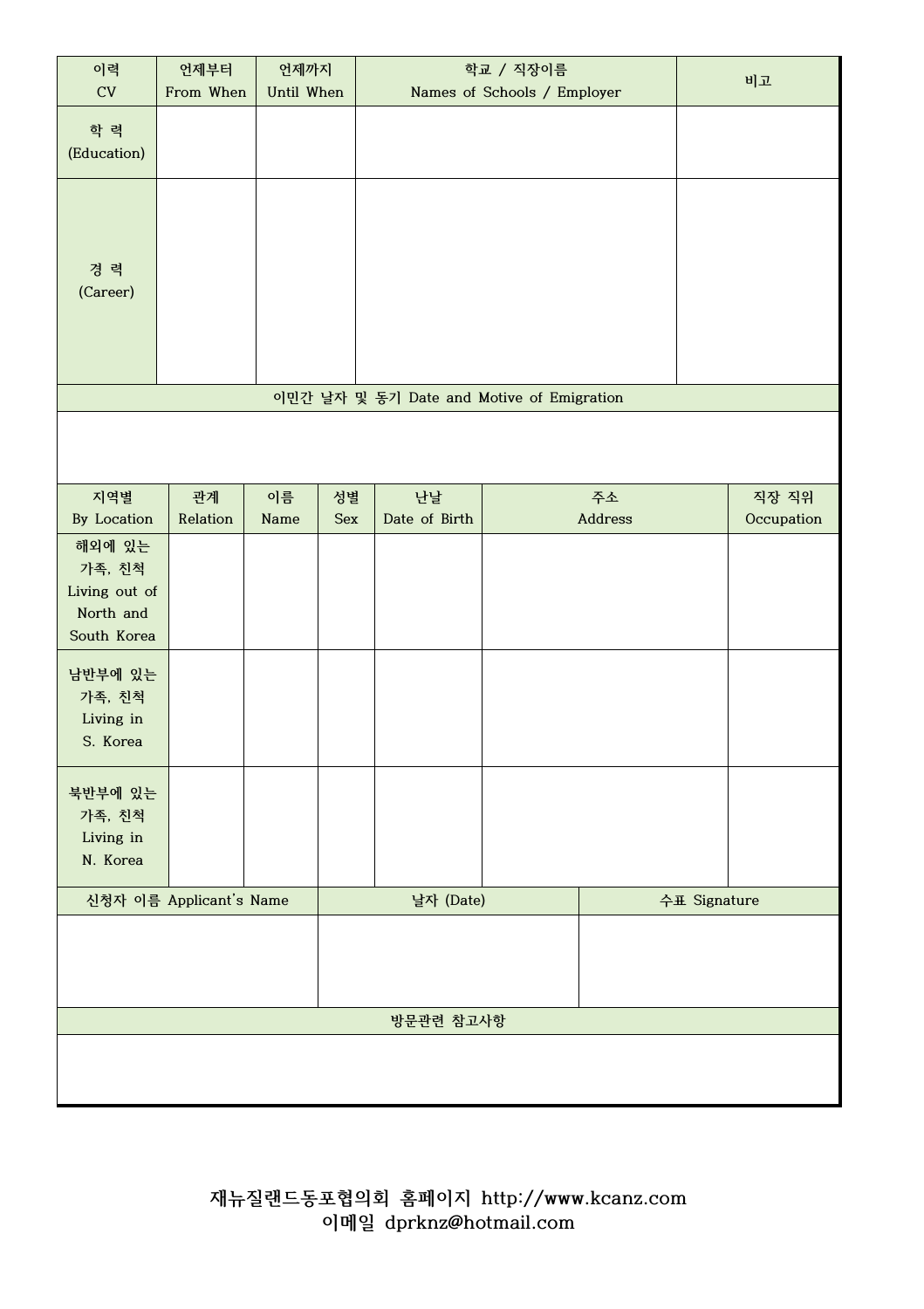| 이력<br>CV | 언제부터<br>From When | 언제까지<br>Until When | 학교 / 직장이름<br>Names of Schools / Employer | 비고 |
|---|---|---|---|---|
| 학 력<br>(Education) | | | | |
| 경 력<br>(Career) | | | | |

| 이민간 날자 및 동기 Date and Motive of Emigration |
|---|
| |

| 지역별<br>By Location | 관계<br>Relation | 이름<br>Name | 성별<br>Sex | 난날<br>Date of Birth | 주소<br>Address | 직장 직위<br>Occupation |
|---|---|---|---|---|---|---|
| 해외에 있는 가족, 친척<br>Living out of North and South Korea | | | | | | |
| 남반부에 있는 가족, 친척<br>Living in S. Korea | | | | | | |
| 북반부에 있는 가족, 친척<br>Living in N. Korea | | | | | | |

| 신청자 이름 Applicant's Name | 날자 (Date) | 수표 Signature |
|---|---|---|
| | | |

| 방문관련 참고사항 |
|---|
| |

재뉴질랜드동포협의회 홈페이지 http://www.kcanz.com
이메일 dprknz@hotmail.com